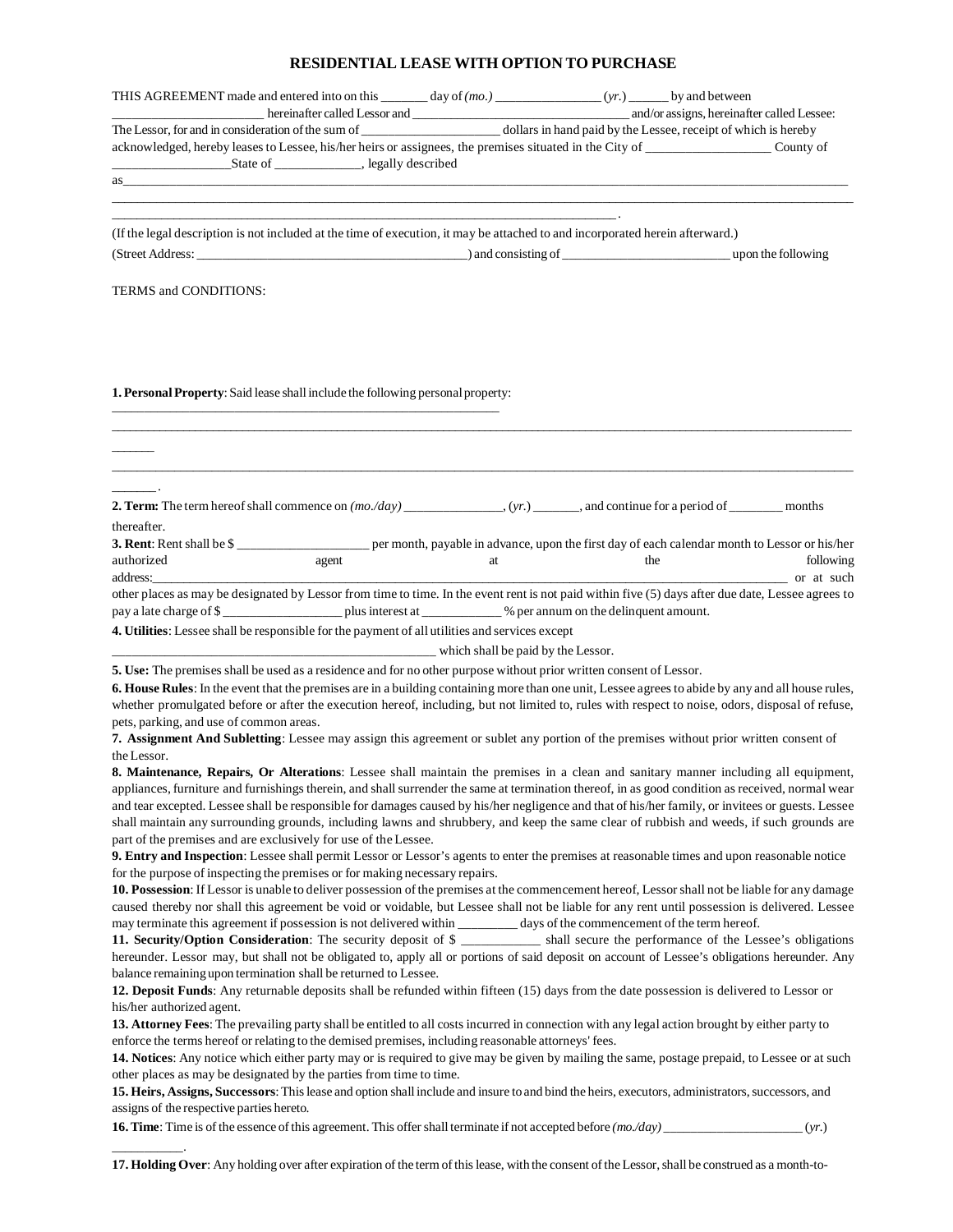# RESIDENTIAL LEASE WITH OPTION TO PURCHASE

THIS AGREEMENT made and entered into on this _______ day of *(mo.)* ________________ *(yr.)* ______ by and between _______________________ hereinafter called Lessor and _________________________________ and/or assigns, hereinafter called Lessee: The Lessor, for and in consideration of the sum of ______________________ dollars in hand paid by the Lessee, receipt of which is hereby acknowledged, hereby leases to Lessee, his/her heirs or assignees, the premises situated in the City of ___________________ County of __________________State of _____________, legally described as_____________________________________________________________________________________________________________ ______________________________________________________________________________________________________________________ ____________________________________________________________________________.

(If the legal description is not included at the time of execution, it may be attached to and incorporated herein afterward.)

(Street Address: __________________________________________) and consisting of __________________________ upon the following

TERMS and CONDITIONS:

**1. Personal Property**: Said lease shall include the following personal property: _____________________________________________________________ ______________________________________________________________________________________________________________________ ______ ______________________________________________________________________________________________________________________ ______.

**2. Term:** The term hereof shall commence on *(mo./day)* _______________, *(yr.)* _______, and continue for a period of ________ months thereafter.

**3. Rent**: Rent shall be $ ____________________ per month, payable in advance, upon the first day of each calendar month to Lessor or his/her authorized agent at the following address:_____________________________________________________________________________________________ or at such other places as may be designated by Lessor from time to time. In the event rent is not paid within five (5) days after due date, Lessee agrees to pay a late charge of $ __________________ plus interest at ____________ % per annum on the delinquent amount.

**4. Utilities**: Lessee shall be responsible for the payment of all utilities and services except _____________________________________________________ which shall be paid by the Lessor.

**5. Use:** The premises shall be used as a residence and for no other purpose without prior written consent of Lessor.

**6. House Rules**: In the event that the premises are in a building containing more than one unit, Lessee agrees to abide by any and all house rules, whether promulgated before or after the execution hereof, including, but not limited to, rules with respect to noise, odors, disposal of refuse, pets, parking, and use of common areas.

**7. Assignment And Subletting**: Lessee may assign this agreement or sublet any portion of the premises without prior written consent of the Lessor.

**8. Maintenance, Repairs, Or Alterations**: Lessee shall maintain the premises in a clean and sanitary manner including all equipment, appliances, furniture and furnishings therein, and shall surrender the same at termination thereof, in as good condition as received, normal wear and tear excepted. Lessee shall be responsible for damages caused by his/her negligence and that of his/her family, or invitees or guests. Lessee shall maintain any surrounding grounds, including lawns and shrubbery, and keep the same clear of rubbish and weeds, if such grounds are part of the premises and are exclusively for use of the Lessee.

**9. Entry and Inspection**: Lessee shall permit Lessor or Lessor's agents to enter the premises at reasonable times and upon reasonable notice for the purpose of inspecting the premises or for making necessary repairs.

**10. Possession**: If Lessor is unable to deliver possession of the premises at the commencement hereof, Lessor shall not be liable for any damage caused thereby nor shall this agreement be void or voidable, but Lessee shall not be liable for any rent until possession is delivered. Lessee may terminate this agreement if possession is not delivered within _________ days of the commencement of the term hereof.

**11. Security/Option Consideration**: The security deposit of $ ____________ shall secure the performance of the Lessee's obligations hereunder. Lessor may, but shall not be obligated to, apply all or portions of said deposit on account of Lessee's obligations hereunder. Any balance remaining upon termination shall be returned to Lessee.

**12. Deposit Funds**: Any returnable deposits shall be refunded within fifteen (15) days from the date possession is delivered to Lessor or his/her authorized agent.

**13. Attorney Fees**: The prevailing party shall be entitled to all costs incurred in connection with any legal action brought by either party to enforce the terms hereof or relating to the demised premises, including reasonable attorneys' fees.

**14. Notices**: Any notice which either party may or is required to give may be given by mailing the same, postage prepaid, to Lessee or at such other places as may be designated by the parties from time to time.

**15. Heirs, Assigns, Successors**: This lease and option shall include and insure to and bind the heirs, executors, administrators, successors, and assigns of the respective parties hereto.

**16. Time**: Time is of the essence of this agreement. This offer shall terminate if not accepted before *(mo./day)* _____________________ *(yr.)* ___________.

**17. Holding Over**: Any holding over after expiration of the term of this lease, with the consent of the Lessor, shall be construed as a month-to-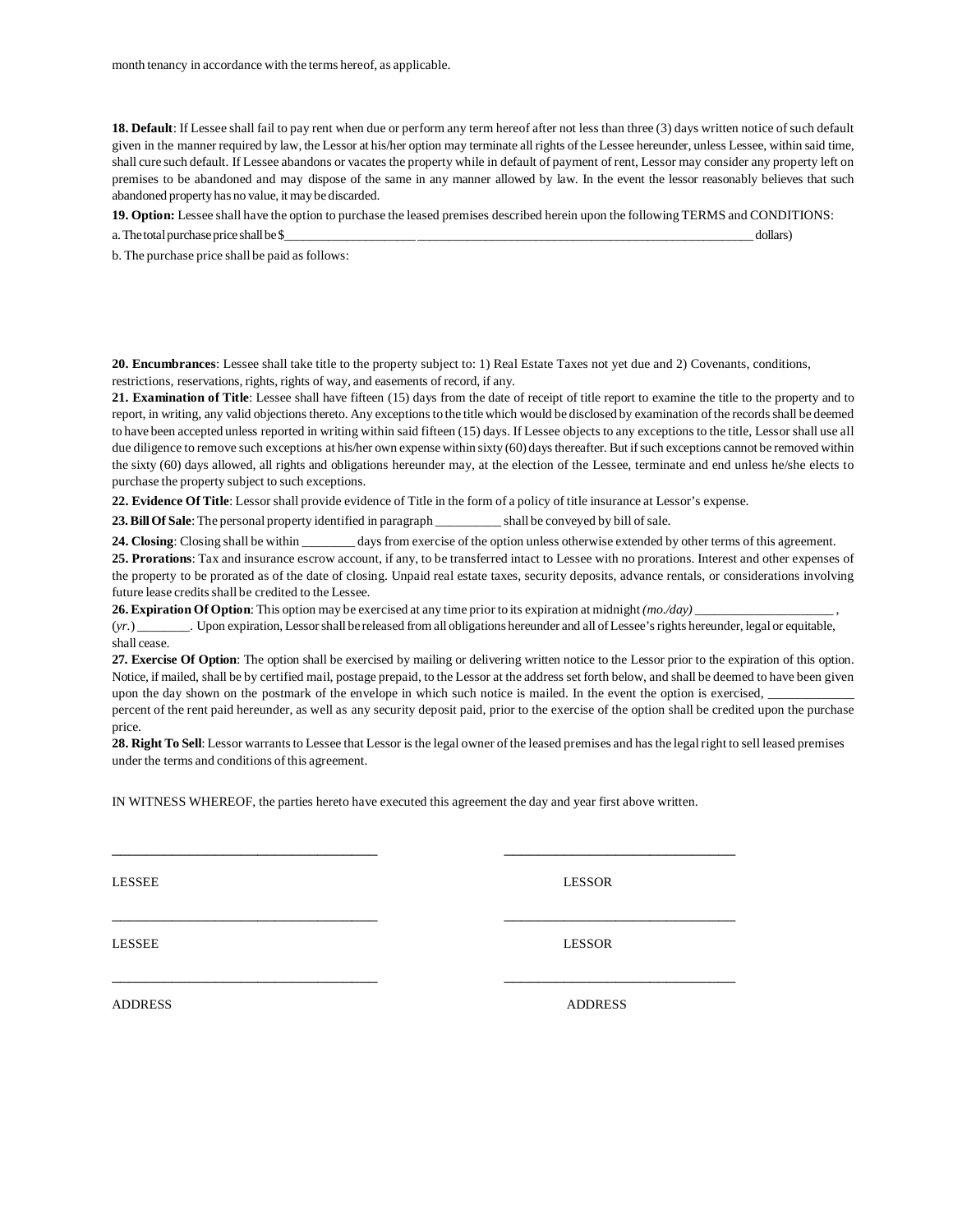month tenancy in accordance with the terms hereof, as applicable.

**18. Default**: If Lessee shall fail to pay rent when due or perform any term hereof after not less than three (3) days written notice of such default given in the manner required by law, the Lessor at his/her option may terminate all rights of the Lessee hereunder, unless Lessee, within said time, shall cure such default. If Lessee abandons or vacates the property while in default of payment of rent, Lessor may consider any property left on premises to be abandoned and may dispose of the same in any manner allowed by law. In the event the lessor reasonably believes that such abandoned property has no value, it may be discarded.

**19. Option:** Lessee shall have the option to purchase the leased premises described herein upon the following TERMS and CONDITIONS:

a. The total purchase price shall be $\_\_\_\_\_\_\_\_\_\_\_\_\_\_\_\_\_\_\_\_\_ \_\_\_\_\_\_\_\_\_\_\_\_\_\_\_\_\_\_\_\_\_\_\_\_\_\_\_\_\_\_\_\_\_\_\_\_\_\_\_\_\_\_\_\_\_\_\_\_\_\_\_\_\_\_ dollars)

b. The purchase price shall be paid as follows:

**20. Encumbrances**: Lessee shall take title to the property subject to: 1) Real Estate Taxes not yet due and 2) Covenants, conditions, restrictions, reservations, rights, rights of way, and easements of record, if any.

**21. Examination of Title**: Lessee shall have fifteen (15) days from the date of receipt of title report to examine the title to the property and to report, in writing, any valid objections thereto. Any exceptions to the title which would be disclosed by examination of the records shall be deemed to have been accepted unless reported in writing within said fifteen (15) days. If Lessee objects to any exceptions to the title, Lessor shall use all due diligence to remove such exceptions at his/her own expense within sixty (60) days thereafter. But if such exceptions cannot be removed within the sixty (60) days allowed, all rights and obligations hereunder may, at the election of the Lessee, terminate and end unless he/she elects to purchase the property subject to such exceptions.

**22. Evidence Of Title**: Lessor shall provide evidence of Title in the form of a policy of title insurance at Lessor's expense.

**23. Bill Of Sale**: The personal property identified in paragraph \_\_\_\_\_\_\_\_\_\_ shall be conveyed by bill of sale.

**24. Closing**: Closing shall be within \_\_\_\_\_\_\_\_ days from exercise of the option unless otherwise extended by other terms of this agreement.

**25. Prorations**: Tax and insurance escrow account, if any, to be transferred intact to Lessee with no prorations. Interest and other expenses of the property to be prorated as of the date of closing. Unpaid real estate taxes, security deposits, advance rentals, or considerations involving future lease credits shall be credited to the Lessee.

**26. Expiration Of Option**: This option may be exercised at any time prior to its expiration at midnight *(mo./day)* \_\_\_\_\_\_\_\_\_\_\_\_\_\_\_\_\_\_\_\_\_\_ , (*yr.*) \_\_\_\_\_\_\_\_. Upon expiration, Lessor shall be released from all obligations hereunder and all of Lessee's rights hereunder, legal or equitable, shall cease.

**27. Exercise Of Option**: The option shall be exercised by mailing or delivering written notice to the Lessor prior to the expiration of this option. Notice, if mailed, shall be by certified mail, postage prepaid, to the Lessor at the address set forth below, and shall be deemed to have been given upon the day shown on the postmark of the envelope in which such notice is mailed. In the event the option is exercised, \_\_\_\_\_\_\_\_\_\_\_\_\_ percent of the rent paid hereunder, as well as any security deposit paid, prior to the exercise of the option shall be credited upon the purchase price.

**28. Right To Sell**: Lessor warrants to Lessee that Lessor is the legal owner of the leased premises and has the legal right to sell leased premises under the terms and conditions of this agreement.

IN WITNESS WHEREOF, the parties hereto have executed this agreement the day and year first above written.

\_\_\_\_\_\_\_\_\_\_\_\_\_\_\_\_\_\_\_\_\_\_\_\_\_\_\_\_\_\_\_\_\_\_\_\_\_\_\_\_ \_\_\_\_\_\_\_\_\_\_\_\_\_\_\_\_\_\_\_\_\_\_\_\_\_\_\_\_\_\_\_\_\_\_\_\_

LESSEE LESSOR

\_\_\_\_\_\_\_\_\_\_\_\_\_\_\_\_\_\_\_\_\_\_\_\_\_\_\_\_\_\_\_\_\_\_\_\_\_\_\_\_ \_\_\_\_\_\_\_\_\_\_\_\_\_\_\_\_\_\_\_\_\_\_\_\_\_\_\_\_\_\_\_\_\_\_\_\_

LESSEE LESSOR

\_\_\_\_\_\_\_\_\_\_\_\_\_\_\_\_\_\_\_\_\_\_\_\_\_\_\_\_\_\_\_\_\_\_\_\_\_\_\_\_ \_\_\_\_\_\_\_\_\_\_\_\_\_\_\_\_\_\_\_\_\_\_\_\_\_\_\_\_\_\_\_\_\_\_\_\_

ADDRESS ADDRESS